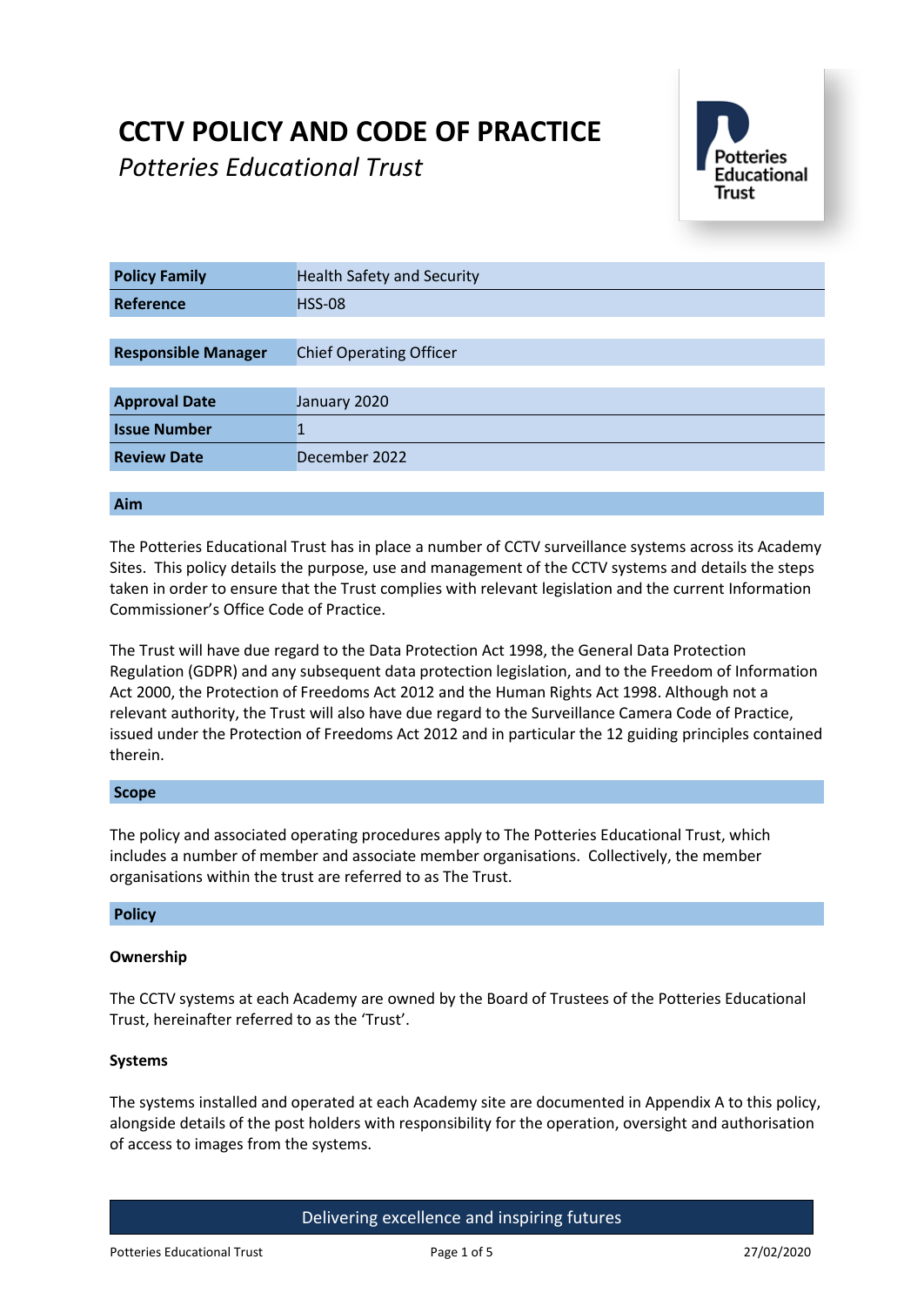# CCTV POLICY AND CODE OF PRACTICE

*Potteries Educational Trust*

| **Policy Family** | Health Safety and Security |
|---|---|
| **Reference** | HSS-08 |
| **Responsible Manager** | Chief Operating Officer |
| **Approval Date** | January 2020 |
| **Issue Number** | 1 |
| **Review Date** | December 2022 |

## Aim

The Potteries Educational Trust has in place a number of CCTV surveillance systems across its Academy Sites. This policy details the purpose, use and management of the CCTV systems and details the steps taken in order to ensure that the Trust complies with relevant legislation and the current Information Commissioner's Office Code of Practice.

The Trust will have due regard to the Data Protection Act 1998, the General Data Protection Regulation (GDPR) and any subsequent data protection legislation, and to the Freedom of Information Act 2000, the Protection of Freedoms Act 2012 and the Human Rights Act 1998. Although not a relevant authority, the Trust will also have due regard to the Surveillance Camera Code of Practice, issued under the Protection of Freedoms Act 2012 and in particular the 12 guiding principles contained therein.

## Scope

The policy and associated operating procedures apply to The Potteries Educational Trust, which includes a number of member and associate member organisations. Collectively, the member organisations within the trust are referred to as The Trust.

## Policy

### Ownership

The CCTV systems at each Academy are owned by the Board of Trustees of the Potteries Educational Trust, hereinafter referred to as the 'Trust'.

### Systems

The systems installed and operated at each Academy site are documented in Appendix A to this policy, alongside details of the post holders with responsibility for the operation, oversight and authorisation of access to images from the systems.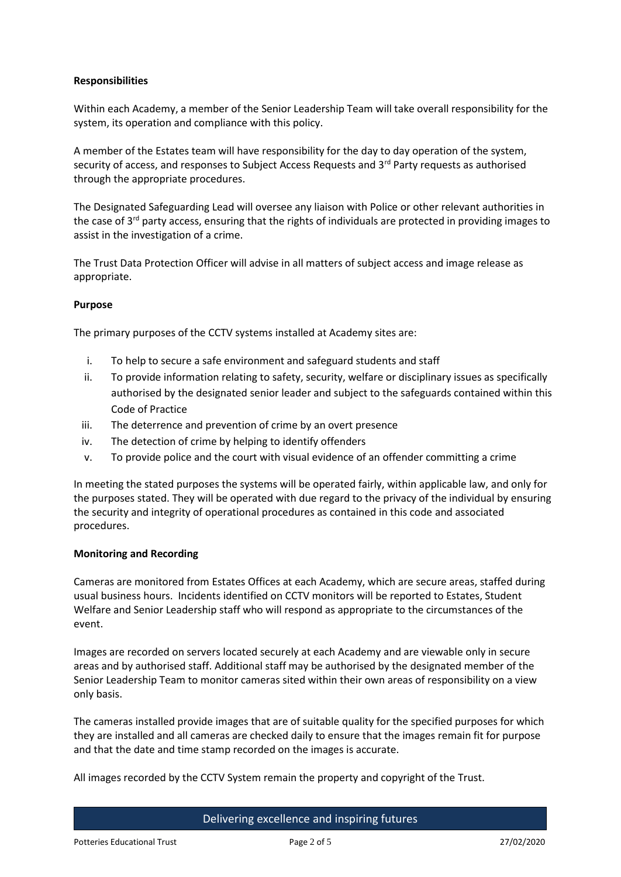**Responsibilities**

Within each Academy, a member of the Senior Leadership Team will take overall responsibility for the system, its operation and compliance with this policy.

A member of the Estates team will have responsibility for the day to day operation of the system, security of access, and responses to Subject Access Requests and 3rd Party requests as authorised through the appropriate procedures.

The Designated Safeguarding Lead will oversee any liaison with Police or other relevant authorities in the case of 3rd party access, ensuring that the rights of individuals are protected in providing images to assist in the investigation of a crime.

The Trust Data Protection Officer will advise in all matters of subject access and image release as appropriate.

**Purpose**

The primary purposes of the CCTV systems installed at Academy sites are:

i. To help to secure a safe environment and safeguard students and staff
ii. To provide information relating to safety, security, welfare or disciplinary issues as specifically authorised by the designated senior leader and subject to the safeguards contained within this Code of Practice
iii. The deterrence and prevention of crime by an overt presence
iv. The detection of crime by helping to identify offenders
v. To provide police and the court with visual evidence of an offender committing a crime

In meeting the stated purposes the systems will be operated fairly, within applicable law, and only for the purposes stated. They will be operated with due regard to the privacy of the individual by ensuring the security and integrity of operational procedures as contained in this code and associated procedures.

**Monitoring and Recording**

Cameras are monitored from Estates Offices at each Academy, which are secure areas, staffed during usual business hours. Incidents identified on CCTV monitors will be reported to Estates, Student Welfare and Senior Leadership staff who will respond as appropriate to the circumstances of the event.

Images are recorded on servers located securely at each Academy and are viewable only in secure areas and by authorised staff. Additional staff may be authorised by the designated member of the Senior Leadership Team to monitor cameras sited within their own areas of responsibility on a view only basis.

The cameras installed provide images that are of suitable quality for the specified purposes for which they are installed and all cameras are checked daily to ensure that the images remain fit for purpose and that the date and time stamp recorded on the images is accurate.

All images recorded by the CCTV System remain the property and copyright of the Trust.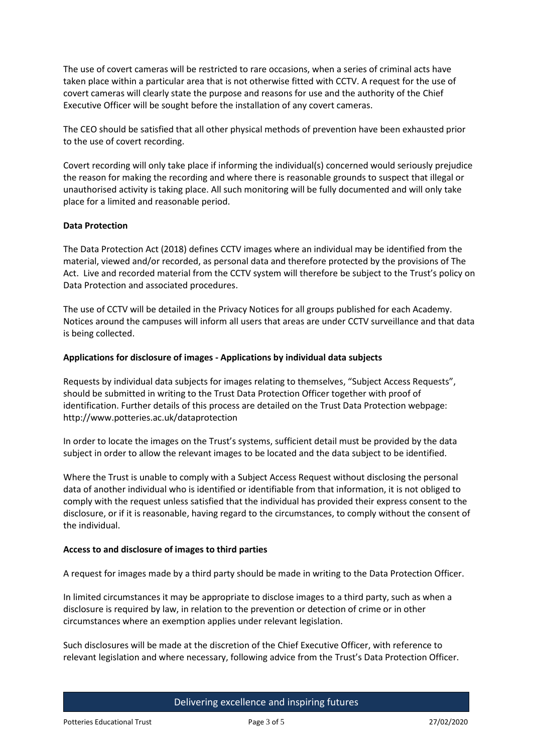The use of covert cameras will be restricted to rare occasions, when a series of criminal acts have taken place within a particular area that is not otherwise fitted with CCTV. A request for the use of covert cameras will clearly state the purpose and reasons for use and the authority of the Chief Executive Officer will be sought before the installation of any covert cameras.

The CEO should be satisfied that all other physical methods of prevention have been exhausted prior to the use of covert recording.

Covert recording will only take place if informing the individual(s) concerned would seriously prejudice the reason for making the recording and where there is reasonable grounds to suspect that illegal or unauthorised activity is taking place. All such monitoring will be fully documented and will only take place for a limited and reasonable period.

**Data Protection**

The Data Protection Act (2018) defines CCTV images where an individual may be identified from the material, viewed and/or recorded, as personal data and therefore protected by the provisions of The Act. Live and recorded material from the CCTV system will therefore be subject to the Trust's policy on Data Protection and associated procedures.

The use of CCTV will be detailed in the Privacy Notices for all groups published for each Academy. Notices around the campuses will inform all users that areas are under CCTV surveillance and that data is being collected.

**Applications for disclosure of images - Applications by individual data subjects**

Requests by individual data subjects for images relating to themselves, "Subject Access Requests", should be submitted in writing to the Trust Data Protection Officer together with proof of identification. Further details of this process are detailed on the Trust Data Protection webpage: http://www.potteries.ac.uk/dataprotection

In order to locate the images on the Trust's systems, sufficient detail must be provided by the data subject in order to allow the relevant images to be located and the data subject to be identified.

Where the Trust is unable to comply with a Subject Access Request without disclosing the personal data of another individual who is identified or identifiable from that information, it is not obliged to comply with the request unless satisfied that the individual has provided their express consent to the disclosure, or if it is reasonable, having regard to the circumstances, to comply without the consent of the individual.

**Access to and disclosure of images to third parties**

A request for images made by a third party should be made in writing to the Data Protection Officer.

In limited circumstances it may be appropriate to disclose images to a third party, such as when a disclosure is required by law, in relation to the prevention or detection of crime or in other circumstances where an exemption applies under relevant legislation.

Such disclosures will be made at the discretion of the Chief Executive Officer, with reference to relevant legislation and where necessary, following advice from the Trust's Data Protection Officer.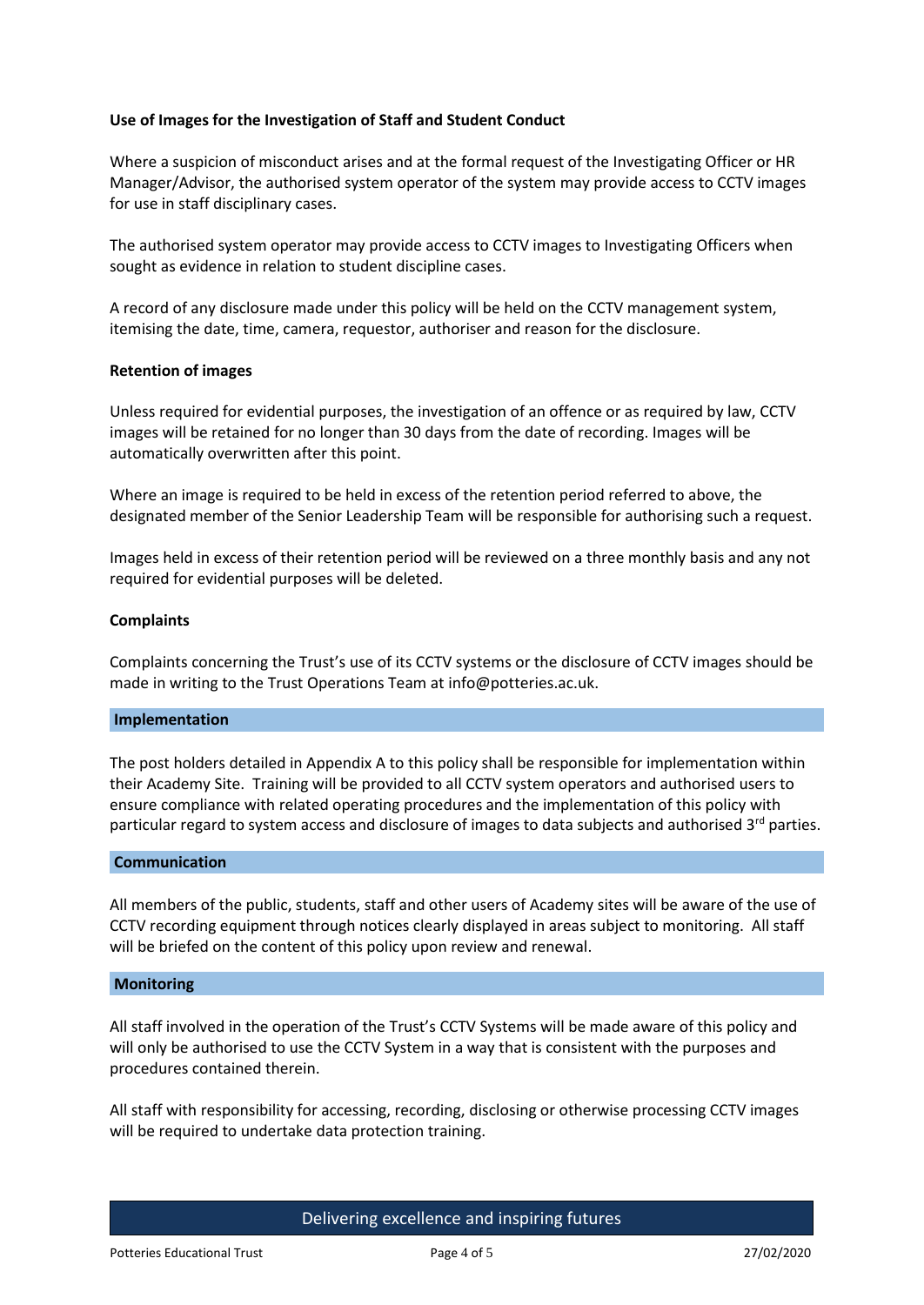**Use of Images for the Investigation of Staff and Student Conduct**

Where a suspicion of misconduct arises and at the formal request of the Investigating Officer or HR Manager/Advisor, the authorised system operator of the system may provide access to CCTV images for use in staff disciplinary cases.

The authorised system operator may provide access to CCTV images to Investigating Officers when sought as evidence in relation to student discipline cases.

A record of any disclosure made under this policy will be held on the CCTV management system, itemising the date, time, camera, requestor, authoriser and reason for the disclosure.

**Retention of images**

Unless required for evidential purposes, the investigation of an offence or as required by law, CCTV images will be retained for no longer than 30 days from the date of recording. Images will be automatically overwritten after this point.

Where an image is required to be held in excess of the retention period referred to above, the designated member of the Senior Leadership Team will be responsible for authorising such a request.

Images held in excess of their retention period will be reviewed on a three monthly basis and any not required for evidential purposes will be deleted.

**Complaints**

Complaints concerning the Trust's use of its CCTV systems or the disclosure of CCTV images should be made in writing to the Trust Operations Team at info@potteries.ac.uk.

## Implementation

The post holders detailed in Appendix A to this policy shall be responsible for implementation within their Academy Site. Training will be provided to all CCTV system operators and authorised users to ensure compliance with related operating procedures and the implementation of this policy with particular regard to system access and disclosure of images to data subjects and authorised 3rd parties.

## Communication

All members of the public, students, staff and other users of Academy sites will be aware of the use of CCTV recording equipment through notices clearly displayed in areas subject to monitoring. All staff will be briefed on the content of this policy upon review and renewal.

## Monitoring

All staff involved in the operation of the Trust's CCTV Systems will be made aware of this policy and will only be authorised to use the CCTV System in a way that is consistent with the purposes and procedures contained therein.

All staff with responsibility for accessing, recording, disclosing or otherwise processing CCTV images will be required to undertake data protection training.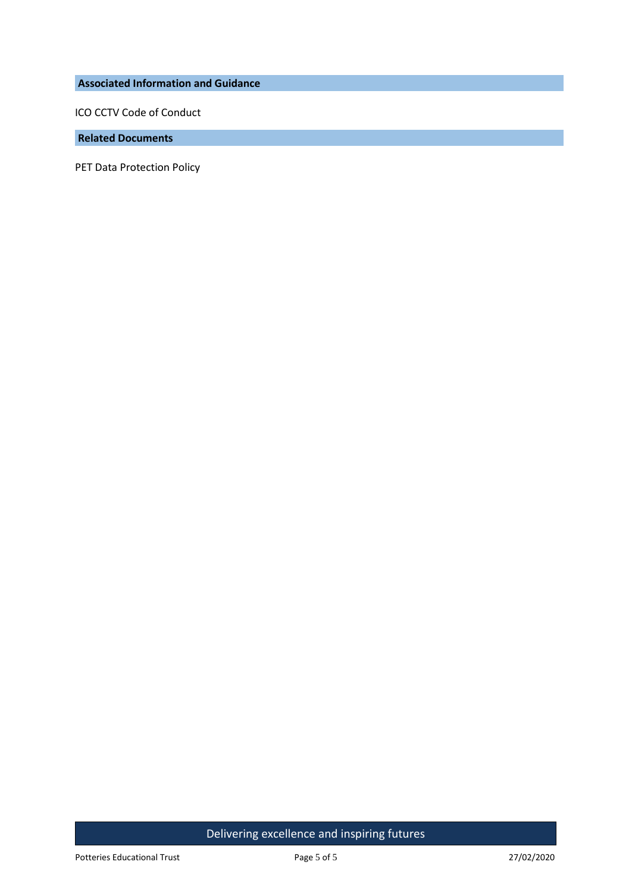## Associated Information and Guidance

ICO CCTV Code of Conduct

## Related Documents

PET Data Protection Policy